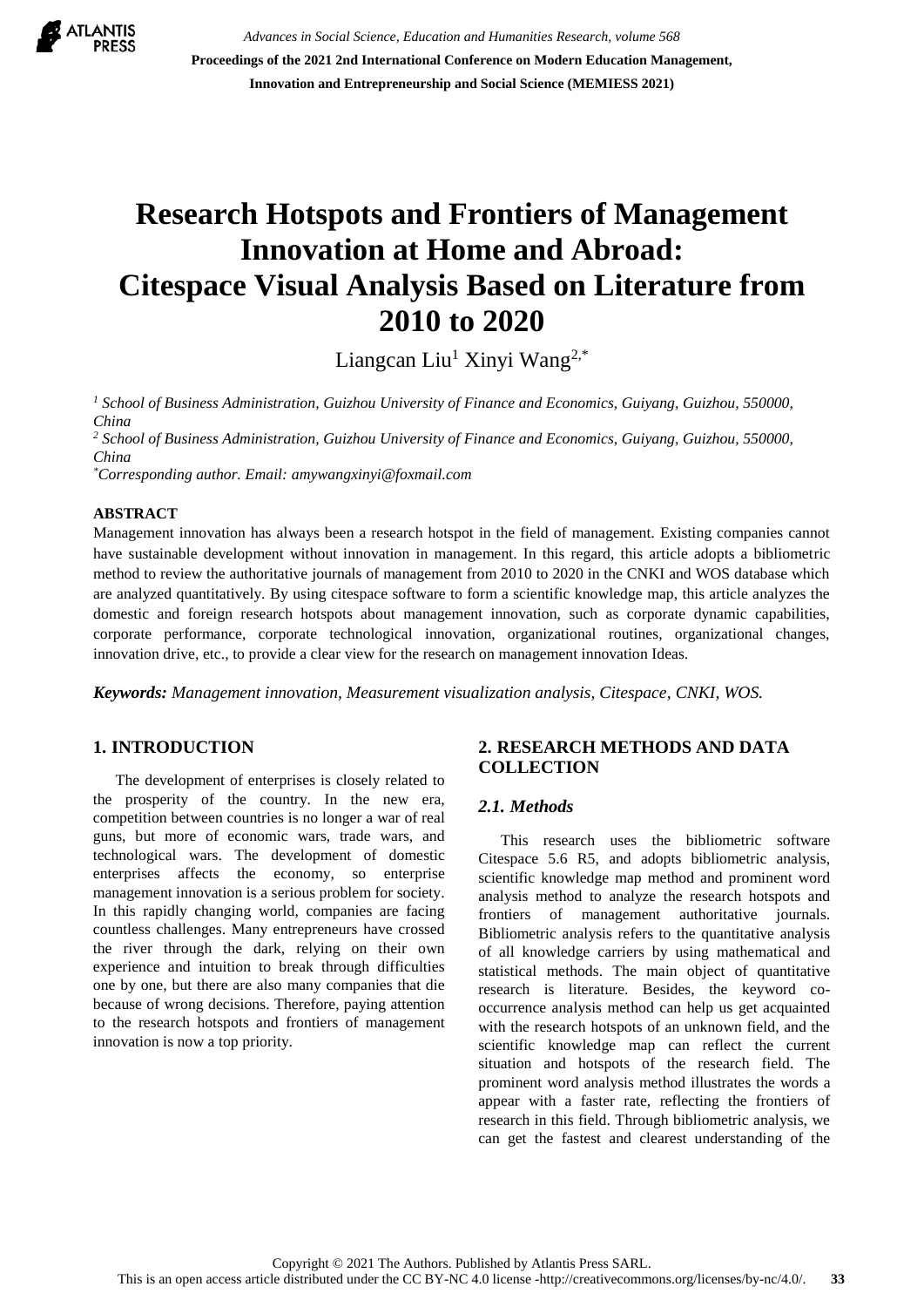# Research Hotspots and Frontiers of Management Innovation at Home and Abroad: Citespace Visual Analysis Based on Literature from 2010 to 2020

Liangcan Liu[1] Xinyi Wang[2,*]

[1] *School of Business Administration, Guizhou University of Finance and Economics, Guiyang, Guizhou, 550000, China*

[2] *School of Business Administration, Guizhou University of Finance and Economics, Guiyang, Guizhou, 550000, China*

[*] *Corresponding author. Email: amywangxinyi@foxmail.com*

## ABSTRACT

Management innovation has always been a research hotspot in the field of management. Existing companies cannot have sustainable development without innovation in management. In this regard, this article adopts a bibliometric method to review the authoritative journals of management from 2010 to 2020 in the CNKI and WOS database which are analyzed quantitatively. By using citespace software to form a scientific knowledge map, this article analyzes the domestic and foreign research hotspots about management innovation, such as corporate dynamic capabilities, corporate performance, corporate technological innovation, organizational routines, organizational changes, innovation drive, etc., to provide a clear view for the research on management innovation Ideas.

***Keywords:*** *Management innovation, Measurement visualization analysis, Citespace, CNKI, WOS.*

## 1. INTRODUCTION

The development of enterprises is closely related to the prosperity of the country. In the new era, competition between countries is no longer a war of real guns, but more of economic wars, trade wars, and technological wars. The development of domestic enterprises affects the economy, so enterprise management innovation is a serious problem for society. In this rapidly changing world, companies are facing countless challenges. Many entrepreneurs have crossed the river through the dark, relying on their own experience and intuition to break through difficulties one by one, but there are also many companies that die because of wrong decisions. Therefore, paying attention to the research hotspots and frontiers of management innovation is now a top priority.

## 2. RESEARCH METHODS AND DATA COLLECTION

### *2.1. Methods*

This research uses the bibliometric software Citespace 5.6 R5, and adopts bibliometric analysis, scientific knowledge map method and prominent word analysis method to analyze the research hotspots and frontiers of management authoritative journals. Bibliometric analysis refers to the quantitative analysis of all knowledge carriers by using mathematical and statistical methods. The main object of quantitative research is literature. Besides, the keyword co-occurrence analysis method can help us get acquainted with the research hotspots of an unknown field, and the scientific knowledge map can reflect the current situation and hotspots of the research field. The prominent word analysis method illustrates the words a appear with a faster rate, reflecting the frontiers of research in this field. Through bibliometric analysis, we can get the fastest and clearest understanding of the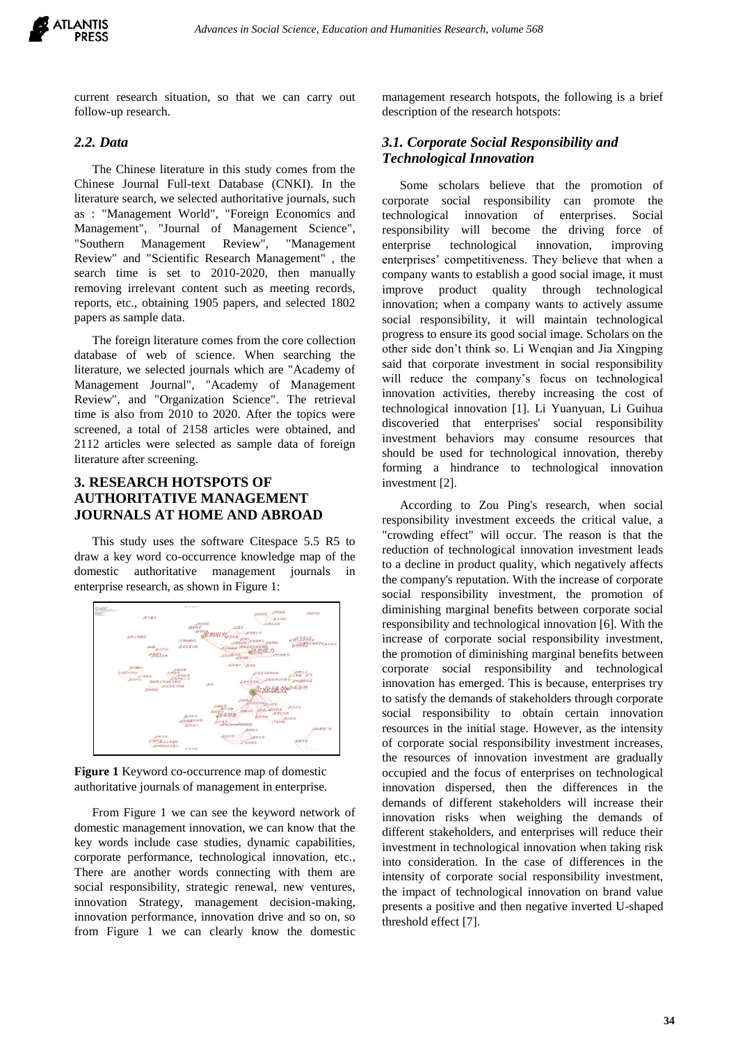current research situation, so that we can carry out follow-up research.

### 2.2. Data

The Chinese literature in this study comes from the Chinese Journal Full-text Database (CNKI). In the literature search, we selected authoritative journals, such as : "Management World", "Foreign Economics and Management", "Journal of Management Science", "Southern Management Review", "Management Review" and "Scientific Research Management" , the search time is set to 2010-2020, then manually removing irrelevant content such as meeting records, reports, etc., obtaining 1905 papers, and selected 1802 papers as sample data.

The foreign literature comes from the core collection database of web of science. When searching the literature, we selected journals which are "Academy of Management Journal", "Academy of Management Review", and "Organization Science". The retrieval time is also from 2010 to 2020. After the topics were screened, a total of 2158 articles were obtained, and 2112 articles were selected as sample data of foreign literature after screening.

## 3. RESEARCH HOTSPOTS OF AUTHORITATIVE MANAGEMENT JOURNALS AT HOME AND ABROAD

This study uses the software Citespace 5.5 R5 to draw a key word co-occurrence knowledge map of the domestic authoritative management journals in enterprise research, as shown in Figure 1:

**Figure 1** Keyword co-occurrence map of domestic authoritative journals of management in enterprise.

From Figure 1 we can see the keyword network of domestic management innovation, we can know that the key words include case studies, dynamic capabilities, corporate performance, technological innovation, etc., There are another words connecting with them are social responsibility, strategic renewal, new ventures, innovation Strategy, management decision-making, innovation performance, innovation drive and so on, so from Figure 1 we can clearly know the domestic management research hotspots, the following is a brief description of the research hotspots:

### 3.1. Corporate Social Responsibility and Technological Innovation

Some scholars believe that the promotion of corporate social responsibility can promote the technological innovation of enterprises. Social responsibility will become the driving force of enterprise technological innovation, improving enterprises' competitiveness. They believe that when a company wants to establish a good social image, it must improve product quality through technological innovation; when a company wants to actively assume social responsibility, it will maintain technological progress to ensure its good social image. Scholars on the other side don't think so. Li Wenqian and Jia Xingping said that corporate investment in social responsibility will reduce the company's focus on technological innovation activities, thereby increasing the cost of technological innovation [1]. Li Yuanyuan, Li Guihua discoveried that enterprises' social responsibility investment behaviors may consume resources that should be used for technological innovation, thereby forming a hindrance to technological innovation investment [2].

According to Zou Ping's research, when social responsibility investment exceeds the critical value, a "crowding effect" will occur. The reason is that the reduction of technological innovation investment leads to a decline in product quality, which negatively affects the company's reputation. With the increase of corporate social responsibility investment, the promotion of diminishing marginal benefits between corporate social responsibility and technological innovation [6]. With the increase of corporate social responsibility investment, the promotion of diminishing marginal benefits between corporate social responsibility and technological innovation has emerged. This is because, enterprises try to satisfy the demands of stakeholders through corporate social responsibility to obtain certain innovation resources in the initial stage. However, as the intensity of corporate social responsibility investment increases, the resources of innovation investment are gradually occupied and the focus of enterprises on technological innovation dispersed, then the differences in the demands of different stakeholders will increase their innovation risks when weighing the demands of different stakeholders, and enterprises will reduce their investment in technological innovation when taking risk into consideration. In the case of differences in the intensity of corporate social responsibility investment, the impact of technological innovation on brand value presents a positive and then negative inverted U-shaped threshold effect [7].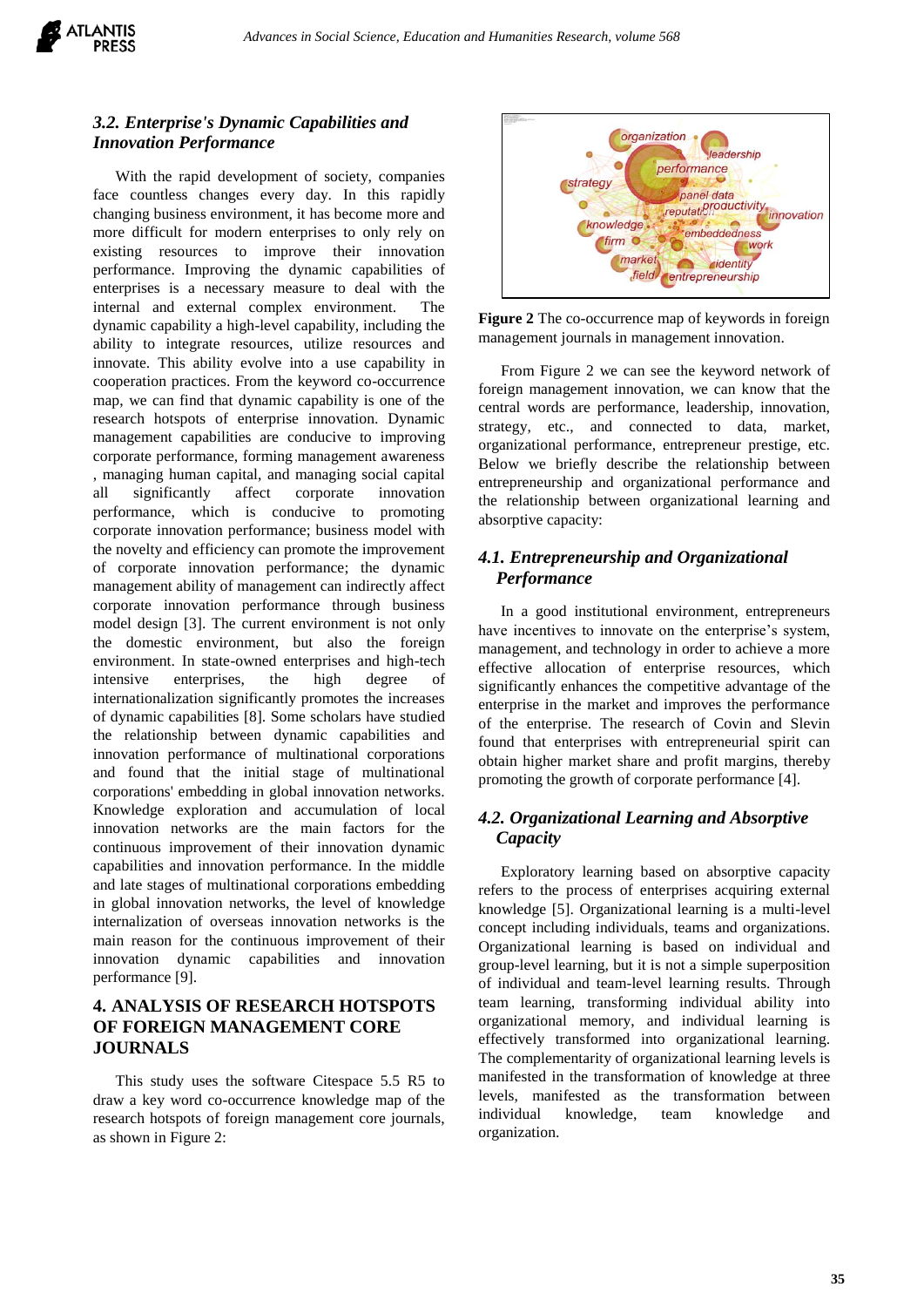### 3.2. Enterprise's Dynamic Capabilities and Innovation Performance

With the rapid development of society, companies face countless changes every day. In this rapidly changing business environment, it has become more and more difficult for modern enterprises to only rely on existing resources to improve their innovation performance. Improving the dynamic capabilities of enterprises is a necessary measure to deal with the internal and external complex environment. The dynamic capability a high-level capability, including the ability to integrate resources, utilize resources and innovate. This ability evolve into a use capability in cooperation practices. From the keyword co-occurrence map, we can find that dynamic capability is one of the research hotspots of enterprise innovation. Dynamic management capabilities are conducive to improving corporate performance, forming management awareness , managing human capital, and managing social capital all significantly affect corporate innovation performance, which is conducive to promoting corporate innovation performance; business model with the novelty and efficiency can promote the improvement of corporate innovation performance; the dynamic management ability of management can indirectly affect corporate innovation performance through business model design [3]. The current environment is not only the domestic environment, but also the foreign environment. In state-owned enterprises and high-tech intensive enterprises, the high degree of internationalization significantly promotes the increases of dynamic capabilities [8]. Some scholars have studied the relationship between dynamic capabilities and innovation performance of multinational corporations and found that the initial stage of multinational corporations' embedding in global innovation networks. Knowledge exploration and accumulation of local innovation networks are the main factors for the continuous improvement of their innovation dynamic capabilities and innovation performance. In the middle and late stages of multinational corporations embedding in global innovation networks, the level of knowledge internalization of overseas innovation networks is the main reason for the continuous improvement of their innovation dynamic capabilities and innovation performance [9].

## 4. ANALYSIS OF RESEARCH HOTSPOTS OF FOREIGN MANAGEMENT CORE JOURNALS

This study uses the software Citespace 5.5 R5 to draw a key word co-occurrence knowledge map of the research hotspots of foreign management core journals, as shown in Figure 2:

**Figure 2** The co-occurrence map of keywords in foreign management journals in management innovation.

From Figure 2 we can see the keyword network of foreign management innovation, we can know that the central words are performance, leadership, innovation, strategy, etc., and connected to data, market, organizational performance, entrepreneur prestige, etc. Below we briefly describe the relationship between entrepreneurship and organizational performance and the relationship between organizational learning and absorptive capacity:

### 4.1. Entrepreneurship and Organizational Performance

In a good institutional environment, entrepreneurs have incentives to innovate on the enterprise's system, management, and technology in order to achieve a more effective allocation of enterprise resources, which significantly enhances the competitive advantage of the enterprise in the market and improves the performance of the enterprise. The research of Covin and Slevin found that enterprises with entrepreneurial spirit can obtain higher market share and profit margins, thereby promoting the growth of corporate performance [4].

### 4.2. Organizational Learning and Absorptive Capacity

Exploratory learning based on absorptive capacity refers to the process of enterprises acquiring external knowledge [5]. Organizational learning is a multi-level concept including individuals, teams and organizations. Organizational learning is based on individual and group-level learning, but it is not a simple superposition of individual and team-level learning results. Through team learning, transforming individual ability into organizational memory, and individual learning is effectively transformed into organizational learning. The complementarity of organizational learning levels is manifested in the transformation of knowledge at three levels, manifested as the transformation between individual knowledge, team knowledge and organization.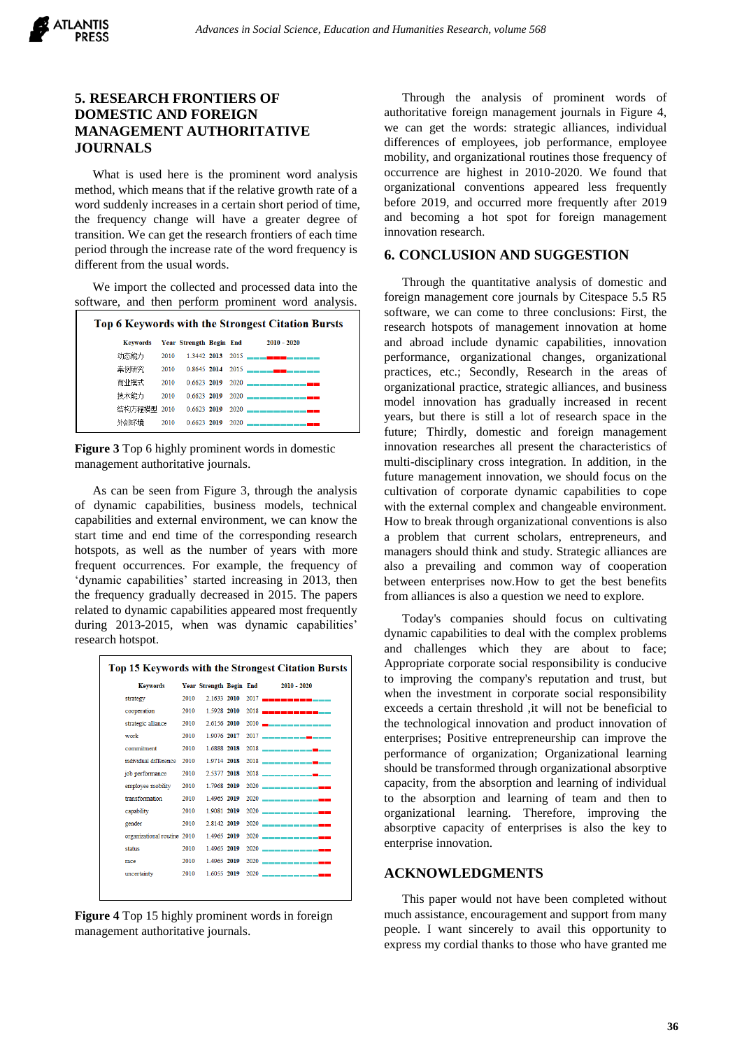## 5. RESEARCH FRONTIERS OF DOMESTIC AND FOREIGN MANAGEMENT AUTHORITATIVE JOURNALS

What is used here is the prominent word analysis method, which means that if the relative growth rate of a word suddenly increases in a certain short period of time, the frequency change will have a greater degree of transition. We can get the research frontiers of each time period through the increase rate of the word frequency is different from the usual words.

We import the collected and processed data into the software, and then perform prominent word analysis.

**Top 6 Keywords with the Strongest Citation Bursts**

| Keywords | Year | Strength | Begin | End | 2010 - 2020 |
|---|---|---|---|---|---|
| 动态能力 | 2010 | 1.3442 | **2013** | 2015 | |
| 案例研究 | 2010 | 0.8645 | **2014** | 2015 | |
| 商业模式 | 2010 | 0.6623 | **2019** | 2020 | |
| 技术能力 | 2010 | 0.6623 | **2019** | 2020 | |
| 结构方程模型 | 2010 | 0.6623 | **2019** | 2020 | |
| 外部环境 | 2010 | 0.6623 | **2019** | 2020 | |

**Figure 3** Top 6 highly prominent words in domestic management authoritative journals.

As can be seen from Figure 3, through the analysis of dynamic capabilities, business models, technical capabilities and external environment, we can know the start time and end time of the corresponding research hotspots, as well as the number of years with more frequent occurrences. For example, the frequency of 'dynamic capabilities' started increasing in 2013, then the frequency gradually decreased in 2015. The papers related to dynamic capabilities appeared most frequently during 2013-2015, when was dynamic capabilities' research hotspot.

**Top 15 Keywords with the Strongest Citation Bursts**

| Keywords | Year | Strength | Begin | End | 2010 - 2020 |
|---|---|---|---|---|---|
| strategy | 2010 | 2.1633 | **2010** | 2017 | |
| cooperation | 2010 | 1.5928 | **2010** | 2018 | |
| strategic alliance | 2010 | 2.6156 | **2010** | 2010 | |
| work | 2010 | 1.9076 | **2017** | 2017 | |
| commitment | 2010 | 1.6888 | **2018** | 2018 | |
| individual difference | 2010 | 1.9714 | **2018** | 2018 | |
| job performance | 2010 | 2.5377 | **2018** | 2018 | |
| employee mobility | 2010 | 1.7968 | **2019** | 2020 | |
| transformation | 2010 | 1.4965 | **2019** | 2020 | |
| capability | 2010 | 1.9081 | **2019** | 2020 | |
| gender | 2010 | 2.8142 | **2019** | 2020 | |
| organizational routine | 2010 | 1.4965 | **2019** | 2020 | |
| status | 2010 | 1.4965 | **2019** | 2020 | |
| race | 2010 | 1.4965 | **2019** | 2020 | |
| uncertainty | 2010 | 1.6055 | **2019** | 2020 | |

**Figure 4** Top 15 highly prominent words in foreign management authoritative journals.

Through the analysis of prominent words of authoritative foreign management journals in Figure 4, we can get the words: strategic alliances, individual differences of employees, job performance, employee mobility, and organizational routines those frequency of occurrence are highest in 2010-2020. We found that organizational conventions appeared less frequently before 2019, and occurred more frequently after 2019 and becoming a hot spot for foreign management innovation research.

## 6. CONCLUSION AND SUGGESTION

Through the quantitative analysis of domestic and foreign management core journals by Citespace 5.5 R5 software, we can come to three conclusions: First, the research hotspots of management innovation at home and abroad include dynamic capabilities, innovation performance, organizational changes, organizational practices, etc.; Secondly, Research in the areas of organizational practice, strategic alliances, and business model innovation has gradually increased in recent years, but there is still a lot of research space in the future; Thirdly, domestic and foreign management innovation researches all present the characteristics of multi-disciplinary cross integration. In addition, in the future management innovation, we should focus on the cultivation of corporate dynamic capabilities to cope with the external complex and changeable environment. How to break through organizational conventions is also a problem that current scholars, entrepreneurs, and managers should think and study. Strategic alliances are also a prevailing and common way of cooperation between enterprises now.How to get the best benefits from alliances is also a question we need to explore.

Today's companies should focus on cultivating dynamic capabilities to deal with the complex problems and challenges which they are about to face; Appropriate corporate social responsibility is conducive to improving the company's reputation and trust, but when the investment in corporate social responsibility exceeds a certain threshold ,it will not be beneficial to the technological innovation and product innovation of enterprises; Positive entrepreneurship can improve the performance of organization; Organizational learning should be transformed through organizational absorptive capacity, from the absorption and learning of individual to the absorption and learning of team and then to organizational learning. Therefore, improving the absorptive capacity of enterprises is also the key to enterprise innovation.

## ACKNOWLEDGMENTS

This paper would not have been completed without much assistance, encouragement and support from many people. I want sincerely to avail this opportunity to express my cordial thanks to those who have granted me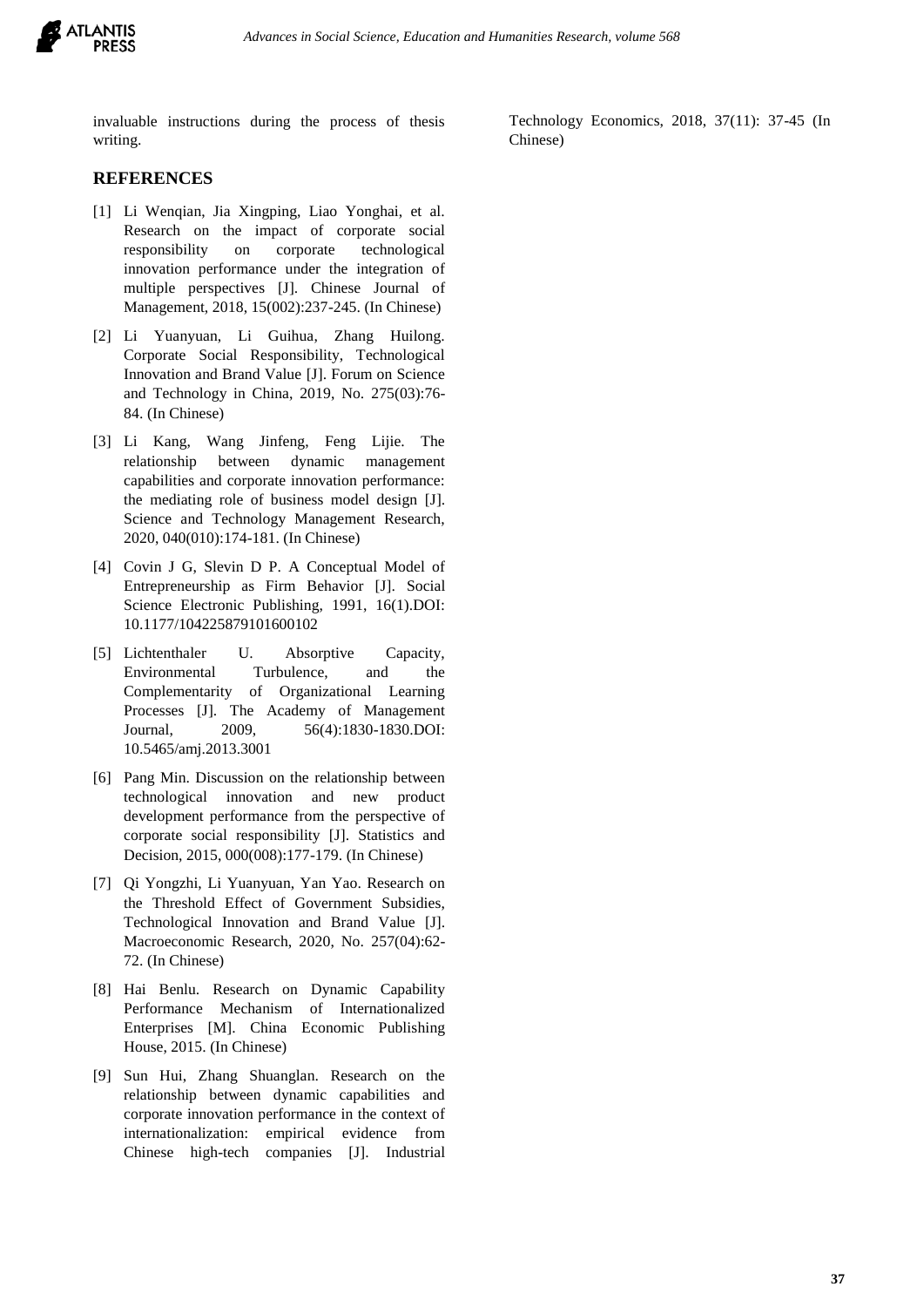invaluable instructions during the process of thesis writing.

## REFERENCES

[1] Li Wenqian, Jia Xingping, Liao Yonghai, et al. Research on the impact of corporate social responsibility on corporate technological innovation performance under the integration of multiple perspectives [J]. Chinese Journal of Management, 2018, 15(002):237-245. (In Chinese)

[2] Li Yuanyuan, Li Guihua, Zhang Huilong. Corporate Social Responsibility, Technological Innovation and Brand Value [J]. Forum on Science and Technology in China, 2019, No. 275(03):76-84. (In Chinese)

[3] Li Kang, Wang Jinfeng, Feng Lijie. The relationship between dynamic management capabilities and corporate innovation performance: the mediating role of business model design [J]. Science and Technology Management Research, 2020, 040(010):174-181. (In Chinese)

[4] Covin J G, Slevin D P. A Conceptual Model of Entrepreneurship as Firm Behavior [J]. Social Science Electronic Publishing, 1991, 16(1).DOI: 10.1177/104225879101600102

[5] Lichtenthaler U. Absorptive Capacity, Environmental Turbulence, and the Complementarity of Organizational Learning Processes [J]. The Academy of Management Journal, 2009, 56(4):1830-1830.DOI: 10.5465/amj.2013.3001

[6] Pang Min. Discussion on the relationship between technological innovation and new product development performance from the perspective of corporate social responsibility [J]. Statistics and Decision, 2015, 000(008):177-179. (In Chinese)

[7] Qi Yongzhi, Li Yuanyuan, Yan Yao. Research on the Threshold Effect of Government Subsidies, Technological Innovation and Brand Value [J]. Macroeconomic Research, 2020, No. 257(04):62-72. (In Chinese)

[8] Hai Benlu. Research on Dynamic Capability Performance Mechanism of Internationalized Enterprises [M]. China Economic Publishing House, 2015. (In Chinese)

[9] Sun Hui, Zhang Shuanglan. Research on the relationship between dynamic capabilities and corporate innovation performance in the context of internationalization: empirical evidence from Chinese high-tech companies [J]. Industrial Technology Economics, 2018, 37(11): 37-45 (In Chinese)